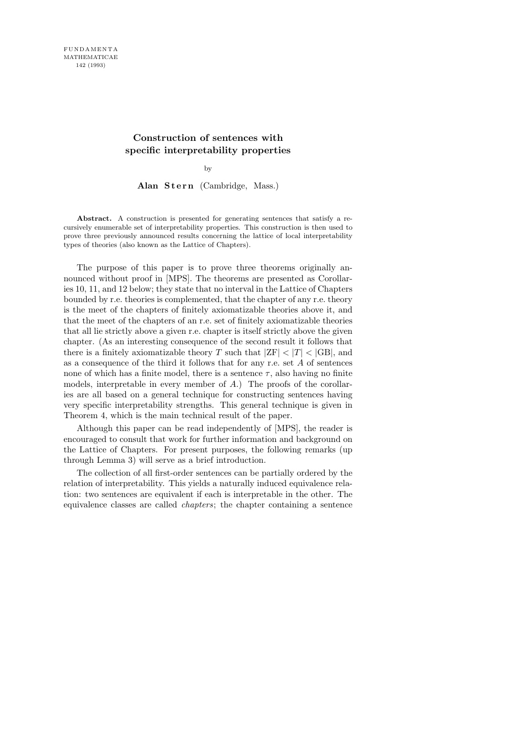# Construction of sentences with specific interpretability properties

by

**Alan Stern** (Cambridge, Mass.)

**Abstract.** A construction is presented for generating sentences that satisfy a recursively enumerable set of interpretability properties. This construction is then used to prove three previously announced results concerning the lattice of local interpretability types of theories (also known as the Lattice of Chapters).

The purpose of this paper is to prove three theorems originally announced without proof in [MPS]. The theorems are presented as Corollaries 10, 11, and 12 below; they state that no interval in the Lattice of Chapters bounded by r.e. theories is complemented, that the chapter of any r.e. theory is the meet of the chapters of finitely axiomatizable theories above it, and that the meet of the chapters of an r.e. set of finitely axiomatizable theories that all lie strictly above a given r.e. chapter is itself strictly above the given chapter. (As an interesting consequence of the second result it follows that there is a finitely axiomatizable theory $T$ such that $|\mathrm{ZF}| < |T| < |\mathrm{GB}|$, and as a consequence of the third it follows that for any r.e. set $A$ of sentences none of which has a finite model, there is a sentence $\tau$, also having no finite models, interpretable in every member of $A$.) The proofs of the corollaries are all based on a general technique for constructing sentences having very specific interpretability strengths. This general technique is given in Theorem 4, which is the main technical result of the paper.

Although this paper can be read independently of [MPS], the reader is encouraged to consult that work for further information and background on the Lattice of Chapters. For present purposes, the following remarks (up through Lemma 3) will serve as a brief introduction.

The collection of all first-order sentences can be partially ordered by the relation of interpretability. This yields a naturally induced equivalence relation: two sentences are equivalent if each is interpretable in the other. The equivalence classes are called *chapters*; the chapter containing a sentence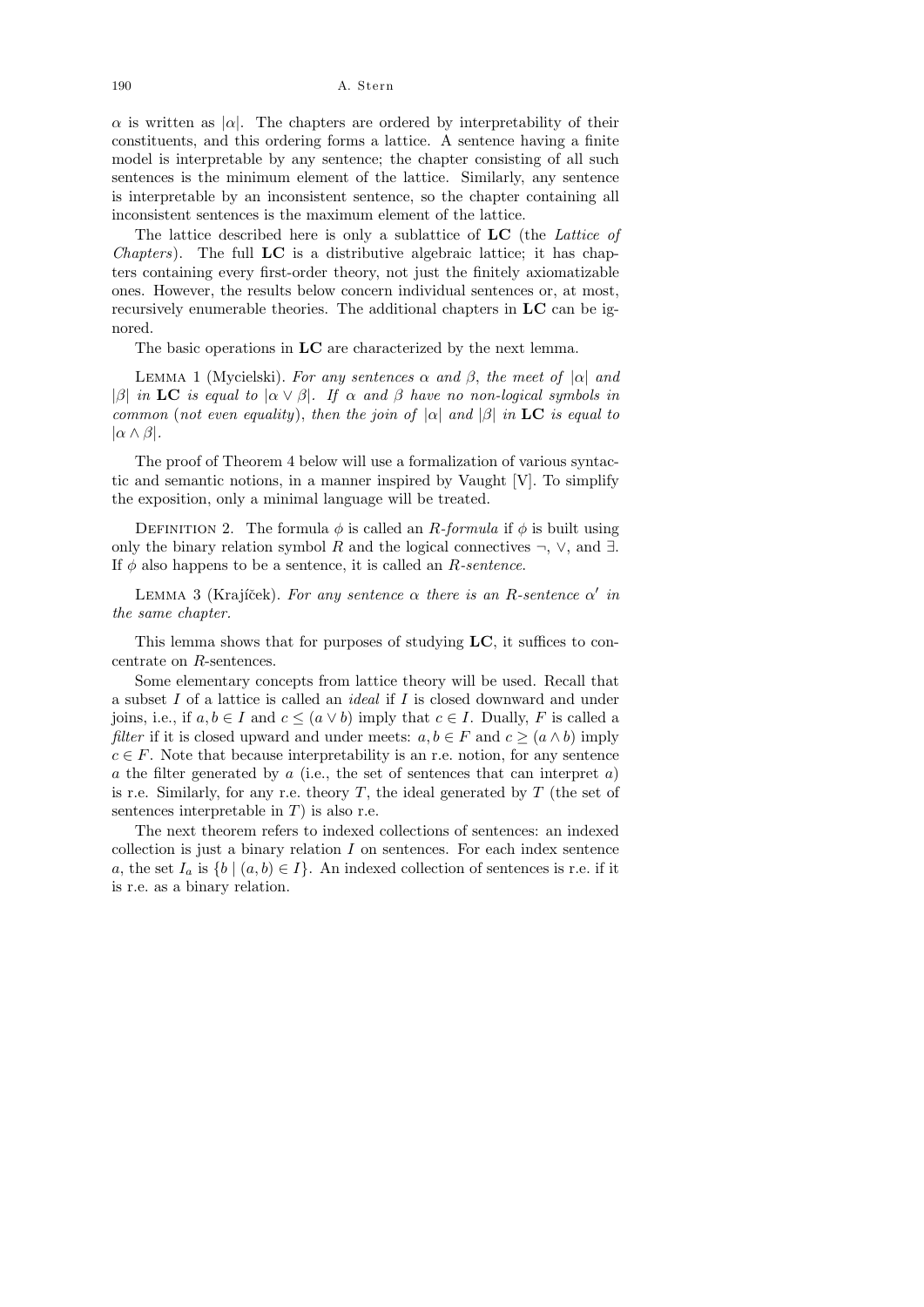$\alpha$ is written as $|\alpha|$. The chapters are ordered by interpretability of their constituents, and this ordering forms a lattice. A sentence having a finite model is interpretable by any sentence; the chapter consisting of all such sentences is the minimum element of the lattice. Similarly, any sentence is interpretable by an inconsistent sentence, so the chapter containing all inconsistent sentences is the maximum element of the lattice.

The lattice described here is only a sublattice of **LC** (the *Lattice of Chapters*). The full **LC** is a distributive algebraic lattice; it has chapters containing every first-order theory, not just the finitely axiomatizable ones. However, the results below concern individual sentences or, at most, recursively enumerable theories. The additional chapters in **LC** can be ignored.

The basic operations in **LC** are characterized by the next lemma.

Lemma 1 (Mycielski). *For any sentences $\alpha$ and $\beta$, the meet of $|\alpha|$ and $|\beta|$ in* **LC** *is equal to $|\alpha \vee \beta|$. If $\alpha$ and $\beta$ have no non-logical symbols in common* (*not even equality*), *then the join of $|\alpha|$ and $|\beta|$ in* **LC** *is equal to $|\alpha \wedge \beta|$.*

The proof of Theorem 4 below will use a formalization of various syntactic and semantic notions, in a manner inspired by Vaught [V]. To simplify the exposition, only a minimal language will be treated.

Definition 2. The formula $\phi$ is called an *R-formula* if $\phi$ is built using only the binary relation symbol $R$ and the logical connectives $\neg$, $\vee$, and $\exists$. If $\phi$ also happens to be a sentence, it is called an *R-sentence*.

Lemma 3 (Krajíček). *For any sentence $\alpha$ there is an R-sentence $\alpha'$ in the same chapter.*

This lemma shows that for purposes of studying **LC**, it suffices to concentrate on $R$-sentences.

Some elementary concepts from lattice theory will be used. Recall that a subset $I$ of a lattice is called an *ideal* if $I$ is closed downward and under joins, i.e., if $a, b \in I$ and $c \leq (a \vee b)$ imply that $c \in I$. Dually, $F$ is called a *filter* if it is closed upward and under meets: $a, b \in F$ and $c \geq (a \wedge b)$ imply $c \in F$. Note that because interpretability is an r.e. notion, for any sentence $a$ the filter generated by $a$ (i.e., the set of sentences that can interpret $a$) is r.e. Similarly, for any r.e. theory $T$, the ideal generated by $T$ (the set of sentences interpretable in $T$) is also r.e.

The next theorem refers to indexed collections of sentences: an indexed collection is just a binary relation $I$ on sentences. For each index sentence $a$, the set $I_a$ is $\{b \mid (a, b) \in I\}$. An indexed collection of sentences is r.e. if it is r.e. as a binary relation.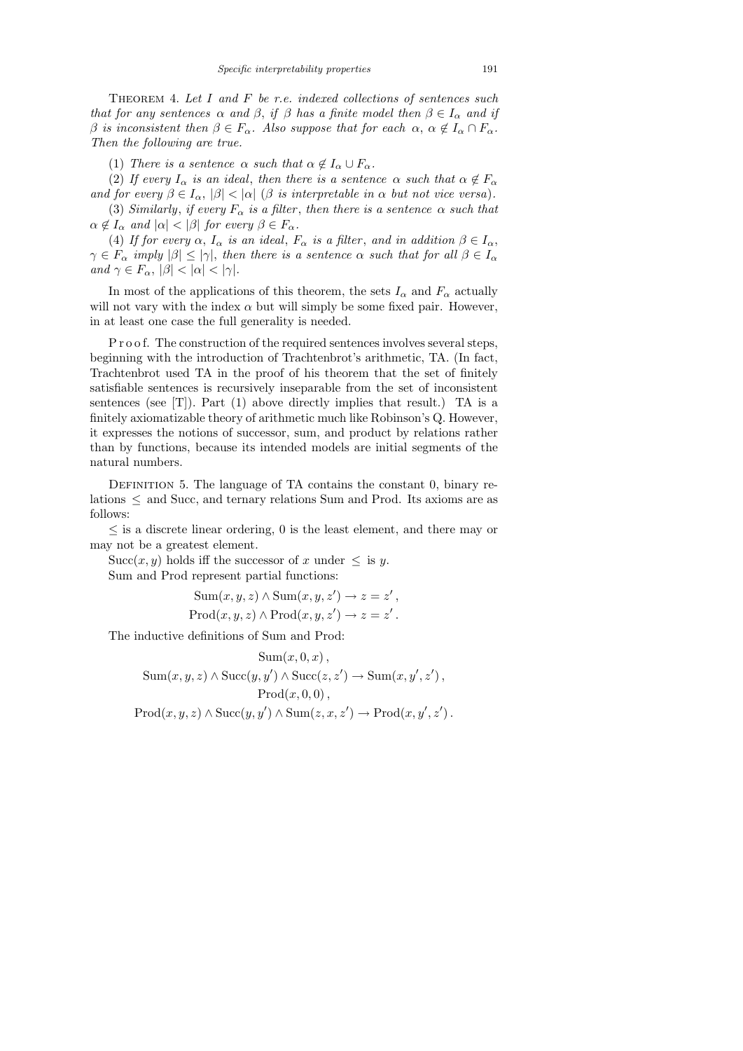Theorem 4. *Let $I$ and $F$ be r.e. indexed collections of sentences such that for any sentences $\alpha$ and $\beta$, if $\beta$ has a finite model then $\beta \in I_\alpha$ and if $\beta$ is inconsistent then $\beta \in F_\alpha$. Also suppose that for each $\alpha$, $\alpha \notin I_\alpha \cap F_\alpha$. Then the following are true.*

(1) *There is a sentence $\alpha$ such that $\alpha \notin I_\alpha \cup F_\alpha$.*

(2) *If every $I_\alpha$ is an ideal, then there is a sentence $\alpha$ such that $\alpha \notin F_\alpha$ and for every $\beta \in I_\alpha$, $|\beta| < |\alpha|$ ($\beta$ is interpretable in $\alpha$ but not vice versa).*

(3) *Similarly, if every $F_\alpha$ is a filter, then there is a sentence $\alpha$ such that $\alpha \notin I_\alpha$ and $|\alpha| < |\beta|$ for every $\beta \in F_\alpha$.*

(4) *If for every $\alpha$, $I_\alpha$ is an ideal, $F_\alpha$ is a filter, and in addition $\beta \in I_\alpha$, $\gamma \in F_\alpha$ imply $|\beta| \leq |\gamma|$, then there is a sentence $\alpha$ such that for all $\beta \in I_\alpha$ and $\gamma \in F_\alpha$, $|\beta| < |\alpha| < |\gamma|$.*

In most of the applications of this theorem, the sets $I_\alpha$ and $F_\alpha$ actually will not vary with the index $\alpha$ but will simply be some fixed pair. However, in at least one case the full generality is needed.

Proof. The construction of the required sentences involves several steps, beginning with the introduction of Trachtenbrot's arithmetic, TA. (In fact, Trachtenbrot used TA in the proof of his theorem that the set of finitely satisfiable sentences is recursively inseparable from the set of inconsistent sentences (see [T]). Part (1) above directly implies that result.) TA is a finitely axiomatizable theory of arithmetic much like Robinson's Q. However, it expresses the notions of successor, sum, and product by relations rather than by functions, because its intended models are initial segments of the natural numbers.

Definition 5. The language of TA contains the constant 0, binary relations $\leq$ and Succ, and ternary relations Sum and Prod. Its axioms are as follows:

$\leq$ is a discrete linear ordering, 0 is the least element, and there may or may not be a greatest element.

$\mathrm{Succ}(x,y)$ holds iff the successor of $x$ under $\leq$ is $y$.

Sum and Prod represent partial functions:

$$\mathrm{Sum}(x,y,z) \wedge \mathrm{Sum}(x,y,z') \rightarrow z = z'\,,$$
$$\mathrm{Prod}(x,y,z) \wedge \mathrm{Prod}(x,y,z') \rightarrow z = z'\,.$$

The inductive definitions of Sum and Prod:

$$\mathrm{Sum}(x,0,x)\,,$$
$$\mathrm{Sum}(x,y,z) \wedge \mathrm{Succ}(y,y') \wedge \mathrm{Succ}(z,z') \rightarrow \mathrm{Sum}(x,y',z')\,,$$
$$\mathrm{Prod}(x,0,0)\,,$$
$$\mathrm{Prod}(x,y,z) \wedge \mathrm{Succ}(y,y') \wedge \mathrm{Sum}(z,x,z') \rightarrow \mathrm{Prod}(x,y',z')\,.$$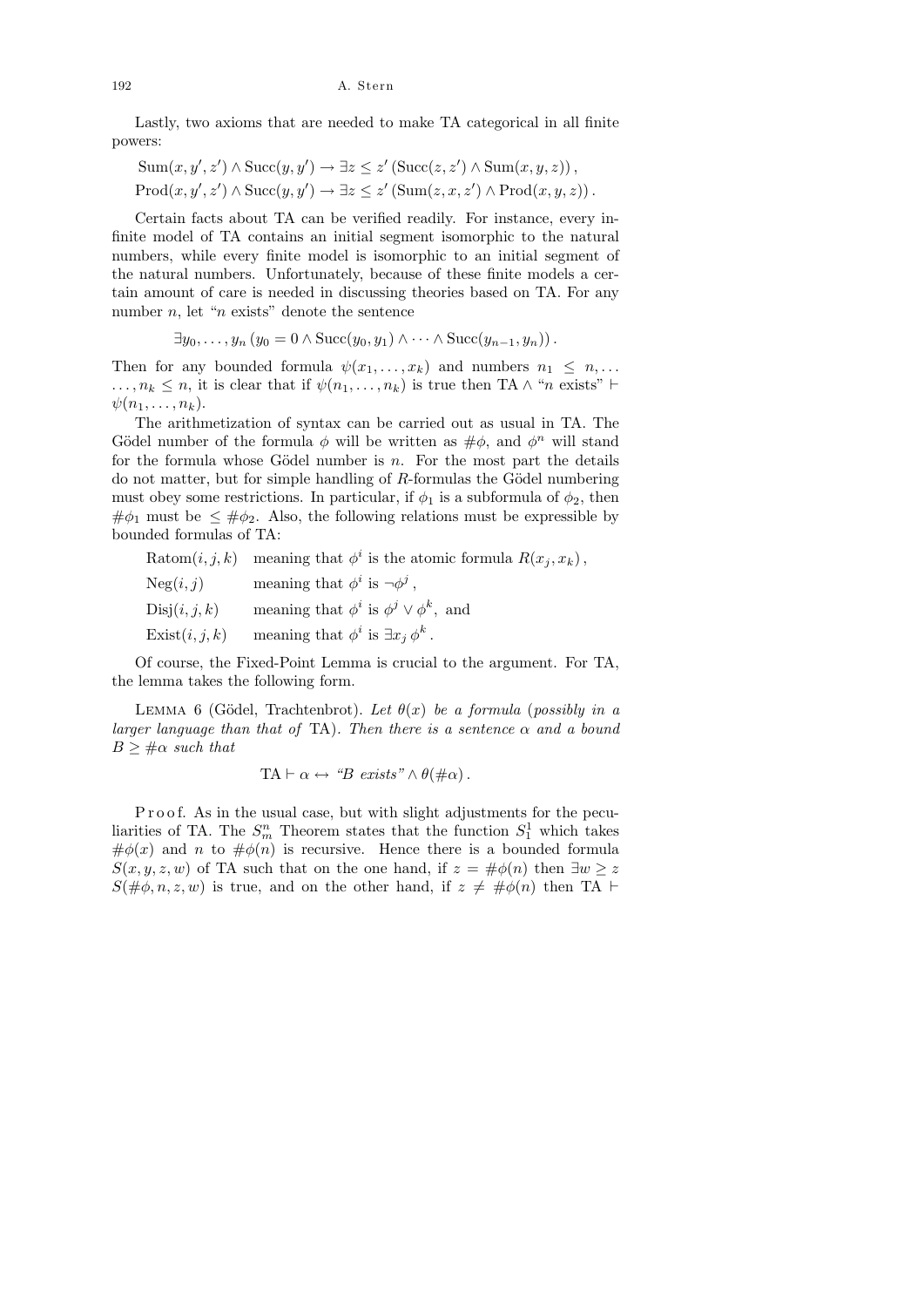Lastly, two axioms that are needed to make TA categorical in all finite powers:

$$\mathrm{Sum}(x, y', z') \wedge \mathrm{Succ}(y, y') \to \exists z \le z' \, (\mathrm{Succ}(z, z') \wedge \mathrm{Sum}(x, y, z)) \,,$$
$$\mathrm{Prod}(x, y', z') \wedge \mathrm{Succ}(y, y') \to \exists z \le z' \, (\mathrm{Sum}(z, x, z') \wedge \mathrm{Prod}(x, y, z)) \,.$$

Certain facts about TA can be verified readily. For instance, every infinite model of TA contains an initial segment isomorphic to the natural numbers, while every finite model is isomorphic to an initial segment of the natural numbers. Unfortunately, because of these finite models a certain amount of care is needed in discussing theories based on TA. For any number $n$, let "$n$ exists" denote the sentence

$$\exists y_0, \ldots, y_n \, (y_0 = 0 \wedge \mathrm{Succ}(y_0, y_1) \wedge \cdots \wedge \mathrm{Succ}(y_{n-1}, y_n)) \,.$$

Then for any bounded formula $\psi(x_1, \ldots, x_k)$ and numbers $n_1 \le n, \ldots \ldots, n_k \le n$, it is clear that if $\psi(n_1, \ldots, n_k)$ is true then TA $\wedge$ "$n$ exists" $\vdash \psi(n_1, \ldots, n_k)$.

The arithmetization of syntax can be carried out as usual in TA. The Gödel number of the formula $\phi$ will be written as $\#\phi$, and $\phi^n$ will stand for the formula whose Gödel number is $n$. For the most part the details do not matter, but for simple handling of $R$-formulas the Gödel numbering must obey some restrictions. In particular, if $\phi_1$ is a subformula of $\phi_2$, then $\#\phi_1$ must be $\le \#\phi_2$. Also, the following relations must be expressible by bounded formulas of TA:

| | |
|---|---|
| $\mathrm{Ratom}(i, j, k)$ | meaning that $\phi^i$ is the atomic formula $R(x_j, x_k)$, |
| $\mathrm{Neg}(i, j)$ | meaning that $\phi^i$ is $\neg\phi^j$, |
| $\mathrm{Disj}(i, j, k)$ | meaning that $\phi^i$ is $\phi^j \vee \phi^k$, and |
| $\mathrm{Exist}(i, j, k)$ | meaning that $\phi^i$ is $\exists x_j \, \phi^k$. |

Of course, the Fixed-Point Lemma is crucial to the argument. For TA, the lemma takes the following form.

Lemma 6 (Gödel, Trachtenbrot). *Let $\theta(x)$ be a formula (possibly in a larger language than that of* TA*). Then there is a sentence $\alpha$ and a bound $B \ge \#\alpha$ such that*

$$\mathrm{TA} \vdash \alpha \leftrightarrow \text{"}B \text{ exists"} \wedge \theta(\#\alpha) \,.$$

Proof. As in the usual case, but with slight adjustments for the peculiarities of TA. The $S^n_m$ Theorem states that the function $S^1_1$ which takes $\#\phi(x)$ and $n$ to $\#\phi(n)$ is recursive. Hence there is a bounded formula $S(x, y, z, w)$ of TA such that on the one hand, if $z = \#\phi(n)$ then $\exists w \ge z$ $S(\#\phi, n, z, w)$ is true, and on the other hand, if $z \ne \#\phi(n)$ then TA $\vdash$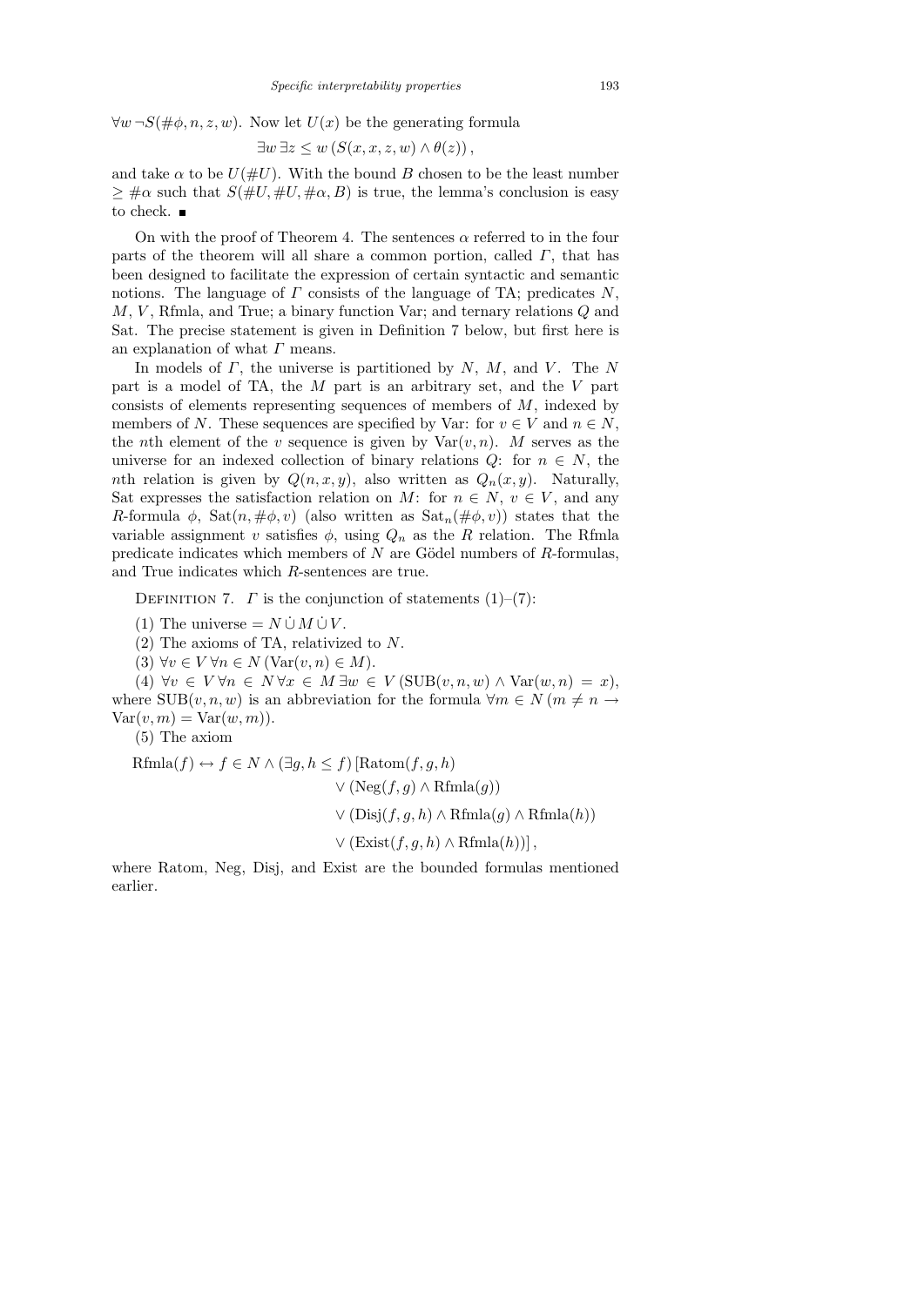$\forall w \neg S(\#\phi, n, z, w)$. Now let $U(x)$ be the generating formula

$$\exists w\, \exists z \le w\, (S(x, x, z, w) \wedge \theta(z))\,,$$

and take $\alpha$ to be $U(\#U)$. With the bound $B$ chosen to be the least number $\ge \#\alpha$ such that $S(\#U, \#U, \#\alpha, B)$ is true, the lemma's conclusion is easy to check. ∎

On with the proof of Theorem 4. The sentences $\alpha$ referred to in the four parts of the theorem will all share a common portion, called $\Gamma$, that has been designed to facilitate the expression of certain syntactic and semantic notions. The language of $\Gamma$ consists of the language of TA; predicates $N$, $M$, $V$, Rfmla, and True; a binary function Var; and ternary relations $Q$ and Sat. The precise statement is given in Definition 7 below, but first here is an explanation of what $\Gamma$ means.

In models of $\Gamma$, the universe is partitioned by $N$, $M$, and $V$. The $N$ part is a model of TA, the $M$ part is an arbitrary set, and the $V$ part consists of elements representing sequences of members of $M$, indexed by members of $N$. These sequences are specified by Var: for $v \in V$ and $n \in N$, the $n$th element of the $v$ sequence is given by $\mathrm{Var}(v, n)$. $M$ serves as the universe for an indexed collection of binary relations $Q$: for $n \in N$, the $n$th relation is given by $Q(n, x, y)$, also written as $Q_n(x, y)$. Naturally, Sat expresses the satisfaction relation on $M$: for $n \in N$, $v \in V$, and any $R$-formula $\phi$, $\mathrm{Sat}(n, \#\phi, v)$ (also written as $\mathrm{Sat}_n(\#\phi, v)$) states that the variable assignment $v$ satisfies $\phi$, using $Q_n$ as the $R$ relation. The Rfmla predicate indicates which members of $N$ are Gödel numbers of $R$-formulas, and True indicates which $R$-sentences are true.

Definition 7. $\Gamma$ is the conjunction of statements (1)–(7):

(1) The universe $= N \,\dot\cup\, M \,\dot\cup\, V$.

(2) The axioms of TA, relativized to $N$.

(3) $\forall v \in V\, \forall n \in N\, (\mathrm{Var}(v, n) \in M)$.

(4) $\forall v \in V\, \forall n \in N\, \forall x \in M\, \exists w \in V\, (\mathrm{SUB}(v, n, w) \wedge \mathrm{Var}(w, n) = x)$, where $\mathrm{SUB}(v, n, w)$ is an abbreviation for the formula $\forall m \in N\, (m \ne n \to \mathrm{Var}(v, m) = \mathrm{Var}(w, m))$.

(5) The axiom

$$\begin{aligned}
\mathrm{Rfmla}(f) \leftrightarrow f \in N \wedge (\exists g, h \le f)\, [&\mathrm{Ratom}(f, g, h)\\
&\vee (\mathrm{Neg}(f, g) \wedge \mathrm{Rfmla}(g))\\
&\vee (\mathrm{Disj}(f, g, h) \wedge \mathrm{Rfmla}(g) \wedge \mathrm{Rfmla}(h))\\
&\vee (\mathrm{Exist}(f, g, h) \wedge \mathrm{Rfmla}(h))]\,,
\end{aligned}$$

where Ratom, Neg, Disj, and Exist are the bounded formulas mentioned earlier.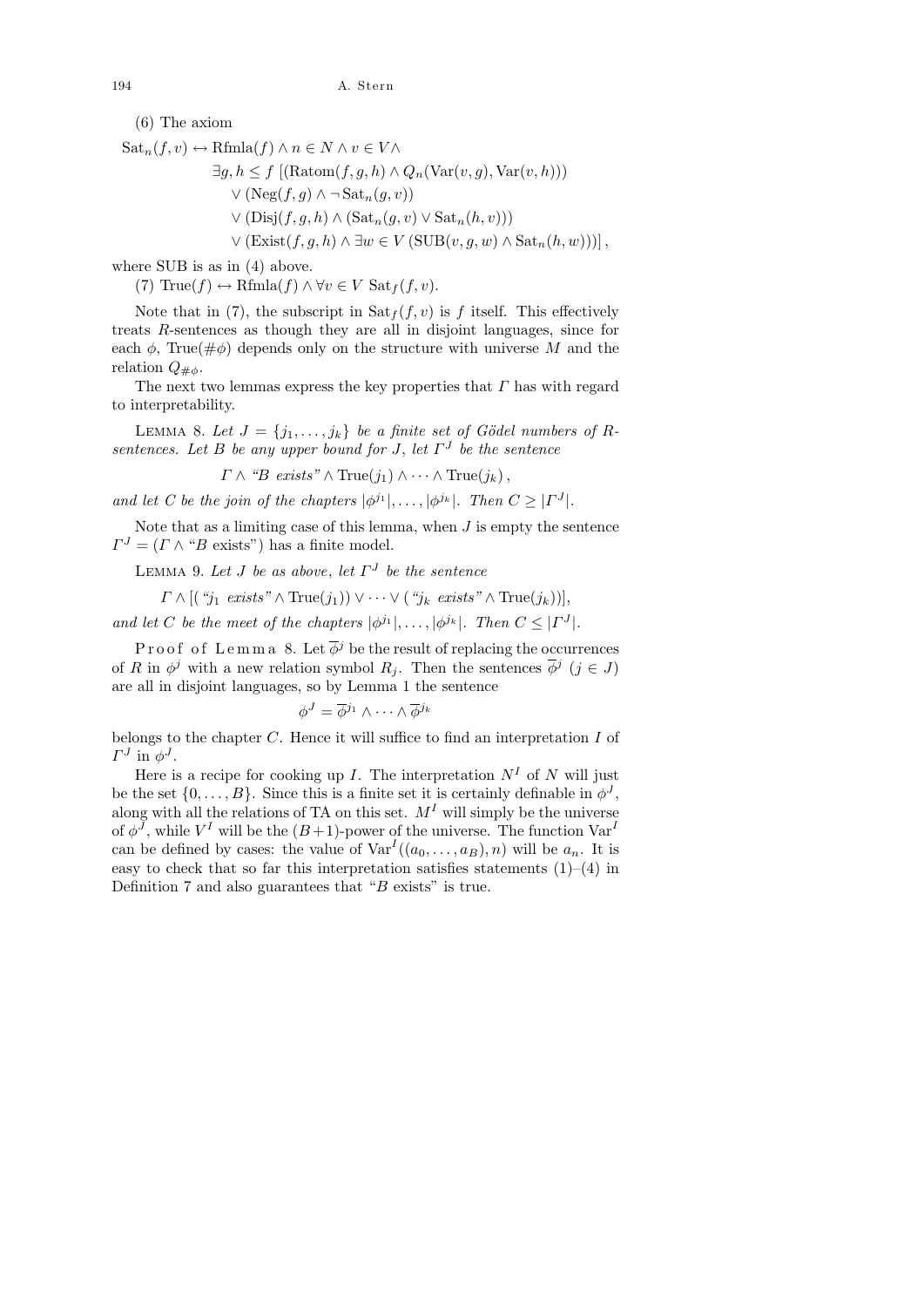(6) The axiom

$$\begin{aligned}
\mathrm{Sat}_n(f,v) \leftrightarrow \mathrm{Rfmla}(f) \wedge n \in N \wedge v \in V \wedge \\
\exists g,h \le f\ [(\mathrm{Ratom}(f,g,h) \wedge Q_n(\mathrm{Var}(v,g),\mathrm{Var}(v,h))) \\
\vee (\mathrm{Neg}(f,g) \wedge \neg\,\mathrm{Sat}_n(g,v)) \\
\vee (\mathrm{Disj}(f,g,h) \wedge (\mathrm{Sat}_n(g,v) \vee \mathrm{Sat}_n(h,v))) \\
\vee (\mathrm{Exist}(f,g,h) \wedge \exists w \in V\ (\mathrm{SUB}(v,g,w) \wedge \mathrm{Sat}_n(h,w)))],
\end{aligned}$$

where SUB is as in (4) above.

(7) $\mathrm{True}(f) \leftrightarrow \mathrm{Rfmla}(f) \wedge \forall v \in V\ \mathrm{Sat}_f(f,v)$.

Note that in (7), the subscript in $\mathrm{Sat}_f(f,v)$ is $f$ itself. This effectively treats $R$-sentences as though they are all in disjoint languages, since for each $\phi$, $\mathrm{True}(\#\phi)$ depends only on the structure with universe $M$ and the relation $Q_{\#\phi}$.

The next two lemmas express the key properties that $\Gamma$ has with regard to interpretability.

Lemma 8. *Let $J = \{j_1,\ldots,j_k\}$ be a finite set of Gödel numbers of $R$-sentences. Let $B$ be any upper bound for $J$, let $\Gamma^J$ be the sentence*

$$\Gamma \wedge \text{“}B \text{ exists”} \wedge \mathrm{True}(j_1) \wedge \cdots \wedge \mathrm{True}(j_k),$$

*and let $C$ be the join of the chapters $|\phi^{j_1}|,\ldots,|\phi^{j_k}|$. Then $C \ge |\Gamma^J|$.*

Note that as a limiting case of this lemma, when $J$ is empty the sentence $\Gamma^J = (\Gamma \wedge \text{“}B \text{ exists”})$ has a finite model.

Lemma 9. *Let $J$ be as above, let $\Gamma^J$ be the sentence*

$$\Gamma \wedge [(\text{“}j_1 \text{ exists”} \wedge \mathrm{True}(j_1)) \vee \cdots \vee (\text{“}j_k \text{ exists”} \wedge \mathrm{True}(j_k))],$$

*and let $C$ be the meet of the chapters $|\phi^{j_1}|,\ldots,|\phi^{j_k}|$. Then $C \le |\Gamma^J|$.*

Proof of Lemma 8. Let $\overline{\phi}^j$ be the result of replacing the occurrences of $R$ in $\phi^j$ with a new relation symbol $R_j$. Then the sentences $\overline{\phi}^j$ $(j \in J)$ are all in disjoint languages, so by Lemma 1 the sentence

$$\phi^J = \overline{\phi}^{j_1} \wedge \cdots \wedge \overline{\phi}^{j_k}$$

belongs to the chapter $C$. Hence it will suffice to find an interpretation $I$ of $\Gamma^J$ in $\phi^J$.

Here is a recipe for cooking up $I$. The interpretation $N^I$ of $N$ will just be the set $\{0,\ldots,B\}$. Since this is a finite set it is certainly definable in $\phi^J$, along with all the relations of TA on this set. $M^I$ will simply be the universe of $\phi^J$, while $V^I$ will be the $(B+1)$-power of the universe. The function $\mathrm{Var}^I$ can be defined by cases: the value of $\mathrm{Var}^I((a_0,\ldots,a_B),n)$ will be $a_n$. It is easy to check that so far this interpretation satisfies statements (1)–(4) in Definition 7 and also guarantees that “$B$ exists” is true.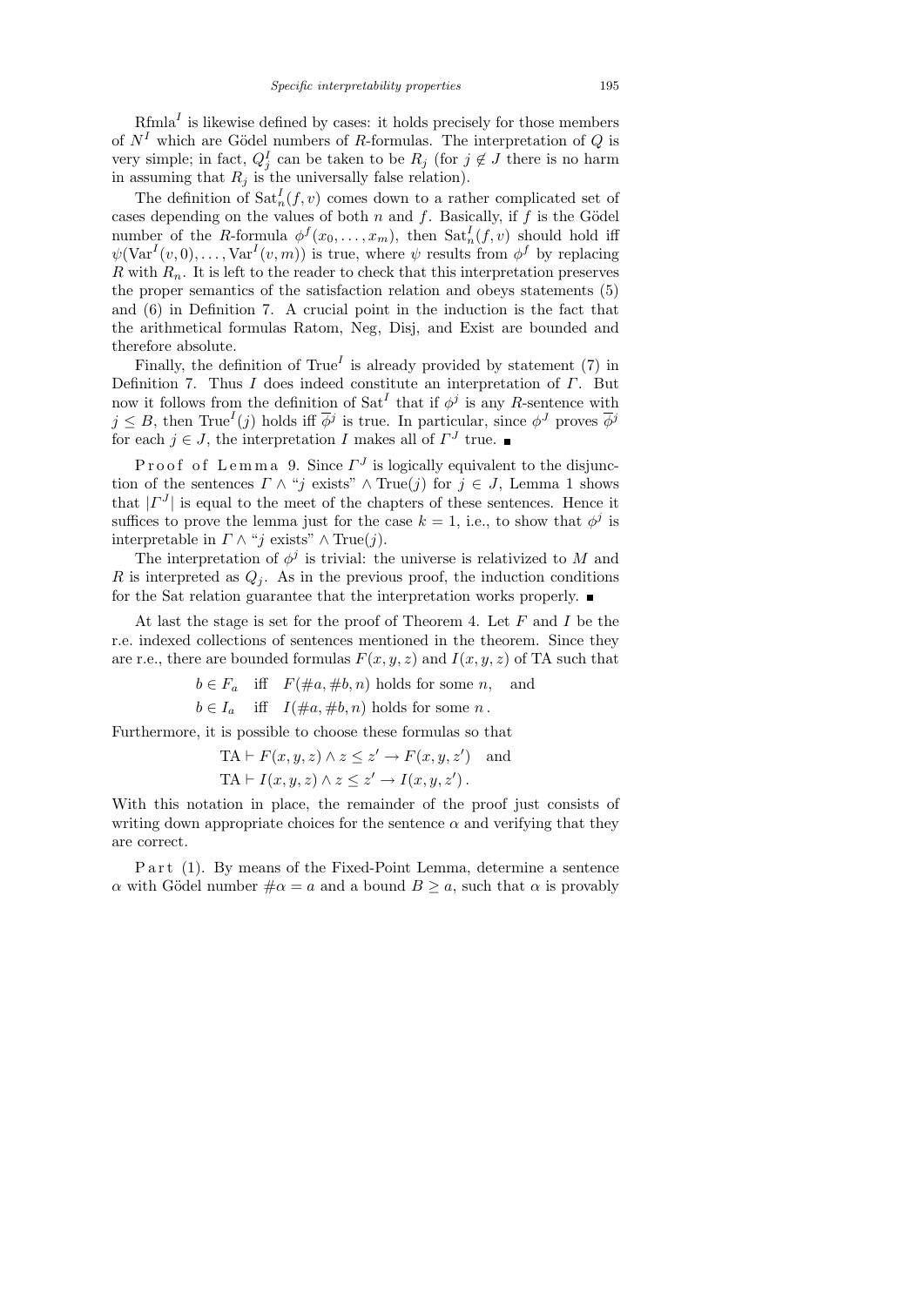$\mathrm{Rfmla}^I$ is likewise defined by cases: it holds precisely for those members of $N^I$ which are Gödel numbers of $R$-formulas. The interpretation of $Q$ is very simple; in fact, $Q^I_j$ can be taken to be $R_j$ (for $j \notin J$ there is no harm in assuming that $R_j$ is the universally false relation).

The definition of $\mathrm{Sat}^I_n(f, v)$ comes down to a rather complicated set of cases depending on the values of both $n$ and $f$. Basically, if $f$ is the Gödel number of the $R$-formula $\phi^f(x_0, \ldots, x_m)$, then $\mathrm{Sat}^I_n(f, v)$ should hold iff $\psi(\mathrm{Var}^I(v, 0), \ldots, \mathrm{Var}^I(v, m))$ is true, where $\psi$ results from $\phi^f$ by replacing $R$ with $R_n$. It is left to the reader to check that this interpretation preserves the proper semantics of the satisfaction relation and obeys statements (5) and (6) in Definition 7. A crucial point in the induction is the fact that the arithmetical formulas Ratom, Neg, Disj, and Exist are bounded and therefore absolute.

Finally, the definition of $\mathrm{True}^I$ is already provided by statement (7) in Definition 7. Thus $I$ does indeed constitute an interpretation of $\Gamma$. But now it follows from the definition of $\mathrm{Sat}^I$ that if $\phi^j$ is any $R$-sentence with $j \le B$, then $\mathrm{True}^I(j)$ holds iff $\overline{\phi}^j$ is true. In particular, since $\phi^J$ proves $\overline{\phi}^j$ for each $j \in J$, the interpretation $I$ makes all of $\Gamma^J$ true. ∎

Proof of Lemma 9. Since $\Gamma^J$ is logically equivalent to the disjunction of the sentences $\Gamma \wedge$ "$j$ exists" $\wedge\, \mathrm{True}(j)$ for $j \in J$, Lemma 1 shows that $|\Gamma^J|$ is equal to the meet of the chapters of these sentences. Hence it suffices to prove the lemma just for the case $k = 1$, i.e., to show that $\phi^j$ is interpretable in $\Gamma \wedge$ "$j$ exists" $\wedge\, \mathrm{True}(j)$.

The interpretation of $\phi^j$ is trivial: the universe is relativized to $M$ and $R$ is interpreted as $Q_j$. As in the previous proof, the induction conditions for the Sat relation guarantee that the interpretation works properly. ∎

At last the stage is set for the proof of Theorem 4. Let $F$ and $I$ be the r.e. indexed collections of sentences mentioned in the theorem. Since they are r.e., there are bounded formulas $F(x, y, z)$ and $I(x, y, z)$ of TA such that

$$b \in F_a \quad \text{iff} \quad F(\#a, \#b, n) \text{ holds for some } n, \quad \text{and}$$
$$b \in I_a \quad \text{iff} \quad I(\#a, \#b, n) \text{ holds for some } n\,.$$

Furthermore, it is possible to choose these formulas so that

$$\mathrm{TA} \vdash F(x, y, z) \wedge z \le z' \to F(x, y, z') \quad \text{and}$$
$$\mathrm{TA} \vdash I(x, y, z) \wedge z \le z' \to I(x, y, z')\,.$$

With this notation in place, the remainder of the proof just consists of writing down appropriate choices for the sentence $\alpha$ and verifying that they are correct.

Part (1). By means of the Fixed-Point Lemma, determine a sentence $\alpha$ with Gödel number $\#\alpha = a$ and a bound $B \ge a$, such that $\alpha$ is provably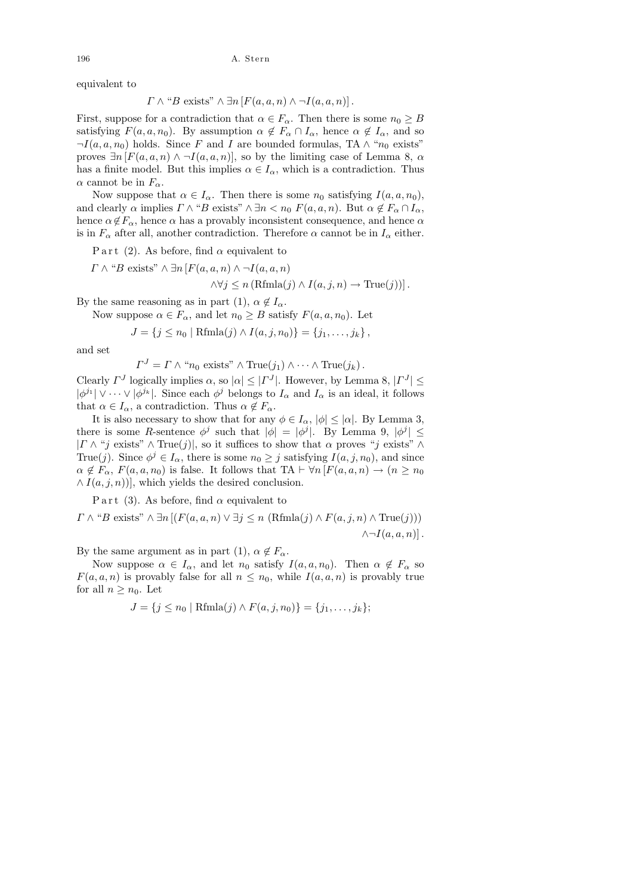equivalent to

$$\Gamma \wedge \text{“}B \text{ exists”} \wedge \exists n\, [F(a,a,n) \wedge \neg I(a,a,n)]\,.$$

First, suppose for a contradiction that $\alpha \in F_\alpha$. Then there is some $n_0 \geq B$ satisfying $F(a,a,n_0)$. By assumption $\alpha \notin F_\alpha \cap I_\alpha$, hence $\alpha \notin I_\alpha$, and so $\neg I(a,a,n_0)$ holds. Since $F$ and $I$ are bounded formulas, TA $\wedge$ “$n_0$ exists” proves $\exists n\, [F(a,a,n) \wedge \neg I(a,a,n)]$, so by the limiting case of Lemma 8, $\alpha$ has a finite model. But this implies $\alpha \in I_\alpha$, which is a contradiction. Thus $\alpha$ cannot be in $F_\alpha$.

Now suppose that $\alpha \in I_\alpha$. Then there is some $n_0$ satisfying $I(a,a,n_0)$, and clearly $\alpha$ implies $\Gamma \wedge \text{“}B \text{ exists”} \wedge \exists n < n_0\ F(a,a,n)$. But $\alpha \notin F_\alpha \cap I_\alpha$, hence $\alpha \notin F_\alpha$, hence $\alpha$ has a provably inconsistent consequence, and hence $\alpha$ is in $F_\alpha$ after all, another contradiction. Therefore $\alpha$ cannot be in $I_\alpha$ either.

Part (2). As before, find $\alpha$ equivalent to

$$\Gamma \wedge \text{“}B \text{ exists”} \wedge \exists n\, [F(a,a,n) \wedge \neg I(a,a,n) \wedge \forall j \leq n\, (\mathrm{Rfmla}(j) \wedge I(a,j,n) \rightarrow \mathrm{True}(j))]\,.$$

By the same reasoning as in part (1), $\alpha \notin I_\alpha$.

Now suppose $\alpha \in F_\alpha$, and let $n_0 \geq B$ satisfy $F(a,a,n_0)$. Let

$$J = \{j \leq n_0 \mid \mathrm{Rfmla}(j) \wedge I(a,j,n_0)\} = \{j_1,\ldots,j_k\}\,,$$

and set

$$\Gamma^J = \Gamma \wedge \text{“}n_0 \text{ exists”} \wedge \mathrm{True}(j_1) \wedge \cdots \wedge \mathrm{True}(j_k)\,.$$

Clearly $\Gamma^J$ logically implies $\alpha$, so $|\alpha| \leq |\Gamma^J|$. However, by Lemma 8, $|\Gamma^J| \leq |\phi^{j_1}| \vee \cdots \vee |\phi^{j_k}|$. Since each $\phi^j$ belongs to $I_\alpha$ and $I_\alpha$ is an ideal, it follows that $\alpha \in I_\alpha$, a contradiction. Thus $\alpha \notin F_\alpha$.

It is also necessary to show that for any $\phi \in I_\alpha$, $|\phi| \leq |\alpha|$. By Lemma 3, there is some $R$-sentence $\phi^j$ such that $|\phi| = |\phi^j|$. By Lemma 9, $|\phi^j| \leq |\Gamma \wedge \text{“}j \text{ exists”} \wedge \mathrm{True}(j)|$, so it suffices to show that $\alpha$ proves “$j$ exists” $\wedge$ $\mathrm{True}(j)$. Since $\phi^j \in I_\alpha$, there is some $n_0 \geq j$ satisfying $I(a,j,n_0)$, and since $\alpha \notin F_\alpha$, $F(a,a,n_0)$ is false. It follows that TA $\vdash \forall n\, [F(a,a,n) \rightarrow (n \geq n_0 \wedge I(a,j,n))]$, which yields the desired conclusion.

Part (3). As before, find $\alpha$ equivalent to

$$\Gamma \wedge \text{“}B \text{ exists”} \wedge \exists n\, [(F(a,a,n) \vee \exists j \leq n\ (\mathrm{Rfmla}(j) \wedge F(a,j,n) \wedge \mathrm{True}(j))) \wedge \neg I(a,a,n)]\,.$$

By the same argument as in part (1), $\alpha \notin F_\alpha$.

Now suppose $\alpha \in I_\alpha$, and let $n_0$ satisfy $I(a,a,n_0)$. Then $\alpha \notin F_\alpha$ so $F(a,a,n)$ is provably false for all $n \leq n_0$, while $I(a,a,n)$ is provably true for all $n \geq n_0$. Let

$$J = \{j \leq n_0 \mid \mathrm{Rfmla}(j) \wedge F(a,j,n_0)\} = \{j_1,\ldots,j_k\};$$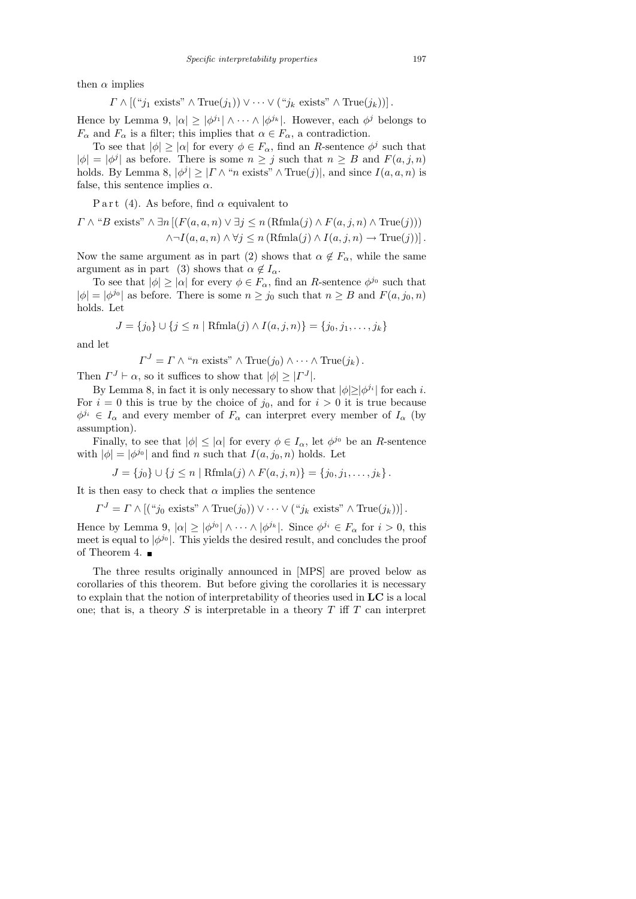then $\alpha$ implies

$$\Gamma \wedge [(\text{“}j_1 \text{ exists”} \wedge \text{True}(j_1)) \vee \cdots \vee (\text{“}j_k \text{ exists”} \wedge \text{True}(j_k))] .$$

Hence by Lemma 9, $|\alpha| \geq |\phi^{j_1}| \wedge \cdots \wedge |\phi^{j_k}|$. However, each $\phi^j$ belongs to $F_\alpha$ and $F_\alpha$ is a filter; this implies that $\alpha \in F_\alpha$, a contradiction.

To see that $|\phi| \geq |\alpha|$ for every $\phi \in F_\alpha$, find an $R$-sentence $\phi^j$ such that $|\phi| = |\phi^j|$ as before. There is some $n \geq j$ such that $n \geq B$ and $F(a, j, n)$ holds. By Lemma 8, $|\phi^j| \geq |\Gamma \wedge \text{“}n \text{ exists”} \wedge \text{True}(j)|$, and since $I(a, a, n)$ is false, this sentence implies $\alpha$.

P a r t (4). As before, find $\alpha$ equivalent to

$$\Gamma \wedge \text{“}B \text{ exists”} \wedge \exists n \, [(F(a, a, n) \vee \exists j \leq n \, (\text{Rfmla}(j) \wedge F(a, j, n) \wedge \text{True}(j))) \\ \wedge \neg I(a, a, n) \wedge \forall j \leq n \, (\text{Rfmla}(j) \wedge I(a, j, n) \rightarrow \text{True}(j))] .$$

Now the same argument as in part (2) shows that $\alpha \notin F_\alpha$, while the same argument as in part (3) shows that $\alpha \notin I_\alpha$.

To see that $|\phi| \geq |\alpha|$ for every $\phi \in F_\alpha$, find an $R$-sentence $\phi^{j_0}$ such that $|\phi| = |\phi^{j_0}|$ as before. There is some $n \geq j_0$ such that $n \geq B$ and $F(a, j_0, n)$ holds. Let

$$J = \{j_0\} \cup \{j \leq n \mid \text{Rfmla}(j) \wedge I(a, j, n)\} = \{j_0, j_1, \ldots, j_k\}$$

and let

$$\Gamma^J = \Gamma \wedge \text{“}n \text{ exists”} \wedge \text{True}(j_0) \wedge \cdots \wedge \text{True}(j_k) .$$

Then $\Gamma^J \vdash \alpha$, so it suffices to show that $|\phi| \geq |\Gamma^J|$.

By Lemma 8, in fact it is only necessary to show that $|\phi| \geq |\phi^{j_i}|$ for each $i$. For $i = 0$ this is true by the choice of $j_0$, and for $i > 0$ it is true because $\phi^{j_i} \in I_\alpha$ and every member of $F_\alpha$ can interpret every member of $I_\alpha$ (by assumption).

Finally, to see that $|\phi| \leq |\alpha|$ for every $\phi \in I_\alpha$, let $\phi^{j_0}$ be an $R$-sentence with $|\phi| = |\phi^{j_0}|$ and find $n$ such that $I(a, j_0, n)$ holds. Let

$$J = \{j_0\} \cup \{j \leq n \mid \text{Rfmla}(j) \wedge F(a, j, n)\} = \{j_0, j_1, \ldots, j_k\} .$$

It is then easy to check that $\alpha$ implies the sentence

$$\Gamma^J = \Gamma \wedge [(\text{“}j_0 \text{ exists”} \wedge \text{True}(j_0)) \vee \cdots \vee (\text{“}j_k \text{ exists”} \wedge \text{True}(j_k))] .$$

Hence by Lemma 9, $|\alpha| \geq |\phi^{j_0}| \wedge \cdots \wedge |\phi^{j_k}|$. Since $\phi^{j_i} \in F_\alpha$ for $i > 0$, this meet is equal to $|\phi^{j_0}|$. This yields the desired result, and concludes the proof of Theorem 4. ∎

The three results originally announced in [MPS] are proved below as corollaries of this theorem. But before giving the corollaries it is necessary to explain that the notion of interpretability of theories used in **LC** is a local one; that is, a theory $S$ is interpretable in a theory $T$ iff $T$ can interpret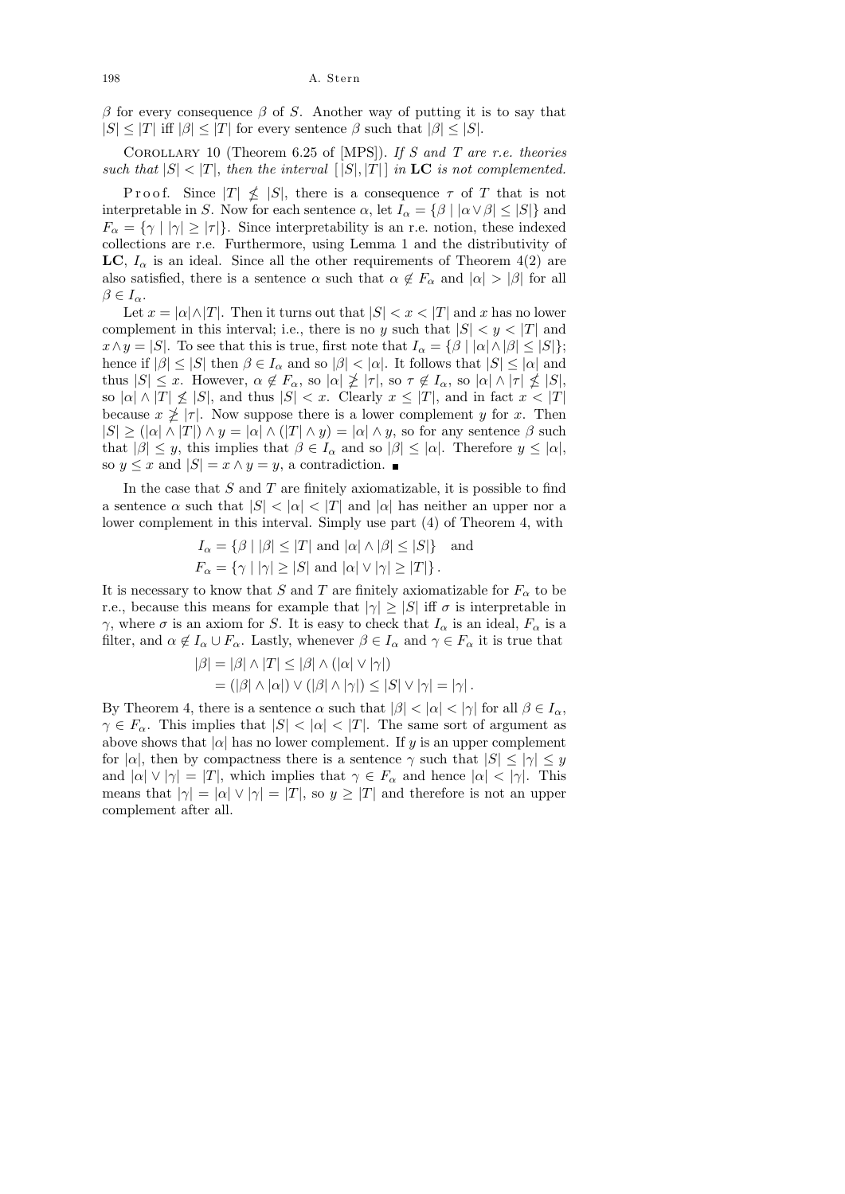$\beta$ for every consequence $\beta$ of $S$. Another way of putting it is to say that $|S| \le |T|$ iff $|\beta| \le |T|$ for every sentence $\beta$ such that $|\beta| \le |S|$.

Corollary 10 (Theorem 6.25 of [MPS]). *If $S$ and $T$ are r.e. theories such that $|S| < |T|$, then the interval $[\,|S|, |T|\,]$ in* **LC** *is not complemented.*

Proof. Since $|T| \not\le |S|$, there is a consequence $\tau$ of $T$ that is not interpretable in $S$. Now for each sentence $\alpha$, let $I_\alpha = \{\beta \mid |\alpha \vee \beta| \le |S|\}$ and $F_\alpha = \{\gamma \mid |\gamma| \ge |\tau|\}$. Since interpretability is an r.e. notion, these indexed collections are r.e. Furthermore, using Lemma 1 and the distributivity of **LC**, $I_\alpha$ is an ideal. Since all the other requirements of Theorem 4(2) are also satisfied, there is a sentence $\alpha$ such that $\alpha \notin F_\alpha$ and $|\alpha| > |\beta|$ for all $\beta \in I_\alpha$.

Let $x = |\alpha| \wedge |T|$. Then it turns out that $|S| < x < |T|$ and $x$ has no lower complement in this interval; i.e., there is no $y$ such that $|S| < y < |T|$ and $x \wedge y = |S|$. To see that this is true, first note that $I_\alpha = \{\beta \mid |\alpha| \wedge |\beta| \le |S|\}$; hence if $|\beta| \le |S|$ then $\beta \in I_\alpha$ and so $|\beta| < |\alpha|$. It follows that $|S| \le |\alpha|$ and thus $|S| \le x$. However, $\alpha \notin F_\alpha$, so $|\alpha| \not\ge |\tau|$, so $\tau \notin I_\alpha$, so $|\alpha| \wedge |\tau| \not\le |S|$, so $|\alpha| \wedge |T| \not\le |S|$, and thus $|S| < x$. Clearly $x \le |T|$, and in fact $x < |T|$ because $x \not\ge |\tau|$. Now suppose there is a lower complement $y$ for $x$. Then $|S| \ge (|\alpha| \wedge |T|) \wedge y = |\alpha| \wedge (|T| \wedge y) = |\alpha| \wedge y$, so for any sentence $\beta$ such that $|\beta| \le y$, this implies that $\beta \in I_\alpha$ and so $|\beta| \le |\alpha|$. Therefore $y \le |\alpha|$, so $y \le x$ and $|S| = x \wedge y = y$, a contradiction. ∎

In the case that $S$ and $T$ are finitely axiomatizable, it is possible to find a sentence $\alpha$ such that $|S| < |\alpha| < |T|$ and $|\alpha|$ has neither an upper nor a lower complement in this interval. Simply use part (4) of Theorem 4, with

$$I_\alpha = \{\beta \mid |\beta| \le |T| \text{ and } |\alpha| \wedge |\beta| \le |S|\} \quad \text{and}$$
$$F_\alpha = \{\gamma \mid |\gamma| \ge |S| \text{ and } |\alpha| \vee |\gamma| \ge |T|\}\,.$$

It is necessary to know that $S$ and $T$ are finitely axiomatizable for $F_\alpha$ to be r.e., because this means for example that $|\gamma| \ge |S|$ iff $\sigma$ is interpretable in $\gamma$, where $\sigma$ is an axiom for $S$. It is easy to check that $I_\alpha$ is an ideal, $F_\alpha$ is a filter, and $\alpha \notin I_\alpha \cup F_\alpha$. Lastly, whenever $\beta \in I_\alpha$ and $\gamma \in F_\alpha$ it is true that

$$\begin{aligned}|\beta| &= |\beta| \wedge |T| \le |\beta| \wedge (|\alpha| \vee |\gamma|) \\ &= (|\beta| \wedge |\alpha|) \vee (|\beta| \wedge |\gamma|) \le |S| \vee |\gamma| = |\gamma|\,.\end{aligned}$$

By Theorem 4, there is a sentence $\alpha$ such that $|\beta| < |\alpha| < |\gamma|$ for all $\beta \in I_\alpha$, $\gamma \in F_\alpha$. This implies that $|S| < |\alpha| < |T|$. The same sort of argument as above shows that $|\alpha|$ has no lower complement. If $y$ is an upper complement for $|\alpha|$, then by compactness there is a sentence $\gamma$ such that $|S| \le |\gamma| \le y$ and $|\alpha| \vee |\gamma| = |T|$, which implies that $\gamma \in F_\alpha$ and hence $|\alpha| < |\gamma|$. This means that $|\gamma| = |\alpha| \vee |\gamma| = |T|$, so $y \ge |T|$ and therefore is not an upper complement after all.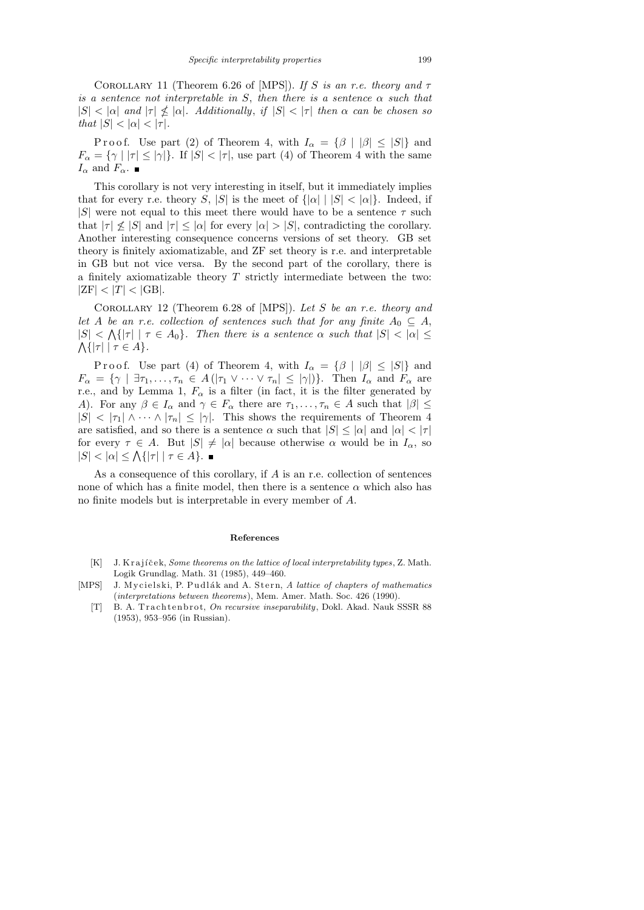COROLLARY 11 (Theorem 6.26 of [MPS]). *If $S$ is an r.e. theory and $\tau$ is a sentence not interpretable in $S$, then there is a sentence $\alpha$ such that $|S| < |\alpha|$ and $|\tau| \not\leq |\alpha|$. Additionally, if $|S| < |\tau|$ then $\alpha$ can be chosen so that $|S| < |\alpha| < |\tau|$.*

Proof. Use part (2) of Theorem 4, with $I_\alpha = \{\beta \mid |\beta| \leq |S|\}$ and $F_\alpha = \{\gamma \mid |\tau| \leq |\gamma|\}$. If $|S| < |\tau|$, use part (4) of Theorem 4 with the same $I_\alpha$ and $F_\alpha$. ■

This corollary is not very interesting in itself, but it immediately implies that for every r.e. theory $S$, $|S|$ is the meet of $\{|\alpha| \mid |S| < |\alpha|\}$. Indeed, if $|S|$ were not equal to this meet there would have to be a sentence $\tau$ such that $|\tau| \not\leq |S|$ and $|\tau| \leq |\alpha|$ for every $|\alpha| > |S|$, contradicting the corollary. Another interesting consequence concerns versions of set theory. GB set theory is finitely axiomatizable, and ZF set theory is r.e. and interpretable in GB but not vice versa. By the second part of the corollary, there is a finitely axiomatizable theory $T$ strictly intermediate between the two: $|\mathrm{ZF}| < |T| < |\mathrm{GB}|$.

COROLLARY 12 (Theorem 6.28 of [MPS]). *Let $S$ be an r.e. theory and let $A$ be an r.e. collection of sentences such that for any finite $A_0 \subseteq A$, $|S| < \bigwedge\{|\tau| \mid \tau \in A_0\}$. Then there is a sentence $\alpha$ such that $|S| < |\alpha| \leq \bigwedge\{|\tau| \mid \tau \in A\}$.*

Proof. Use part (4) of Theorem 4, with $I_\alpha = \{\beta \mid |\beta| \leq |S|\}$ and $F_\alpha = \{\gamma \mid \exists \tau_1, \ldots, \tau_n \in A\,(|\tau_1 \vee \cdots \vee \tau_n| \leq |\gamma|)\}$. Then $I_\alpha$ and $F_\alpha$ are r.e., and by Lemma 1, $F_\alpha$ is a filter (in fact, it is the filter generated by $A$). For any $\beta \in I_\alpha$ and $\gamma \in F_\alpha$ there are $\tau_1, \ldots, \tau_n \in A$ such that $|\beta| \leq |S| < |\tau_1| \wedge \cdots \wedge |\tau_n| \leq |\gamma|$. This shows the requirements of Theorem 4 are satisfied, and so there is a sentence $\alpha$ such that $|S| \leq |\alpha|$ and $|\alpha| < |\tau|$ for every $\tau \in A$. But $|S| \neq |\alpha|$ because otherwise $\alpha$ would be in $I_\alpha$, so $|S| < |\alpha| \leq \bigwedge\{|\tau| \mid \tau \in A\}$. ■

As a consequence of this corollary, if $A$ is an r.e. collection of sentences none of which has a finite model, then there is a sentence $\alpha$ which also has no finite models but is interpretable in every member of $A$.

## References

[K] J. Krajíček, *Some theorems on the lattice of local interpretability types*, Z. Math. Logik Grundlag. Math. 31 (1985), 449–460.

[MPS] J. Mycielski, P. Pudlák and A. Stern, *A lattice of chapters of mathematics (interpretations between theorems)*, Mem. Amer. Math. Soc. 426 (1990).

[T] B. A. Trachtenbrot, *On recursive inseparability*, Dokl. Akad. Nauk SSSR 88 (1953), 953–956 (in Russian).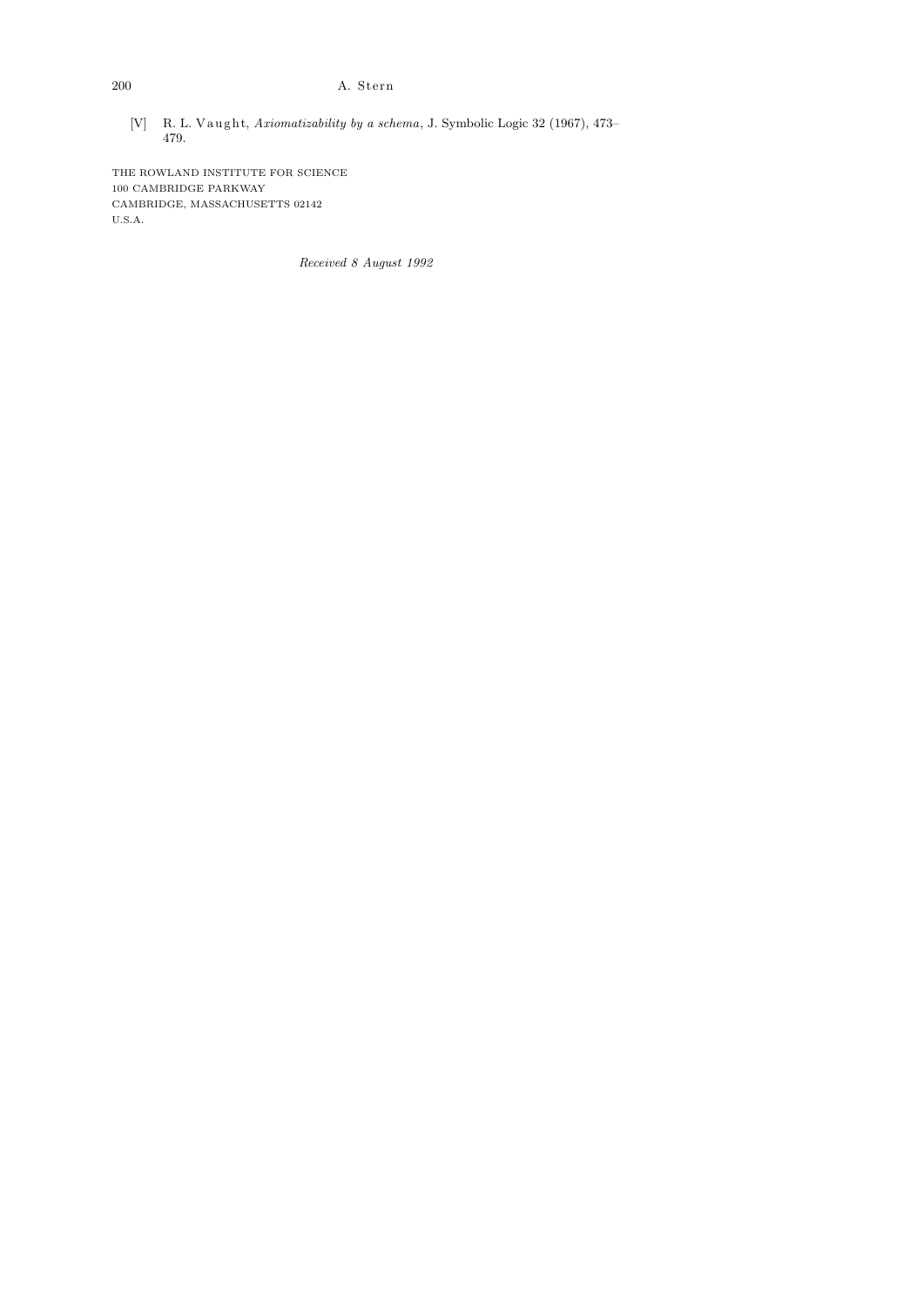[V] R. L. Vaught, *Axiomatizability by a schema*, J. Symbolic Logic 32 (1967), 473–479.

THE ROWLAND INSTITUTE FOR SCIENCE
100 CAMBRIDGE PARKWAY
CAMBRIDGE, MASSACHUSETTS 02142
U.S.A.

*Received 8 August 1992*